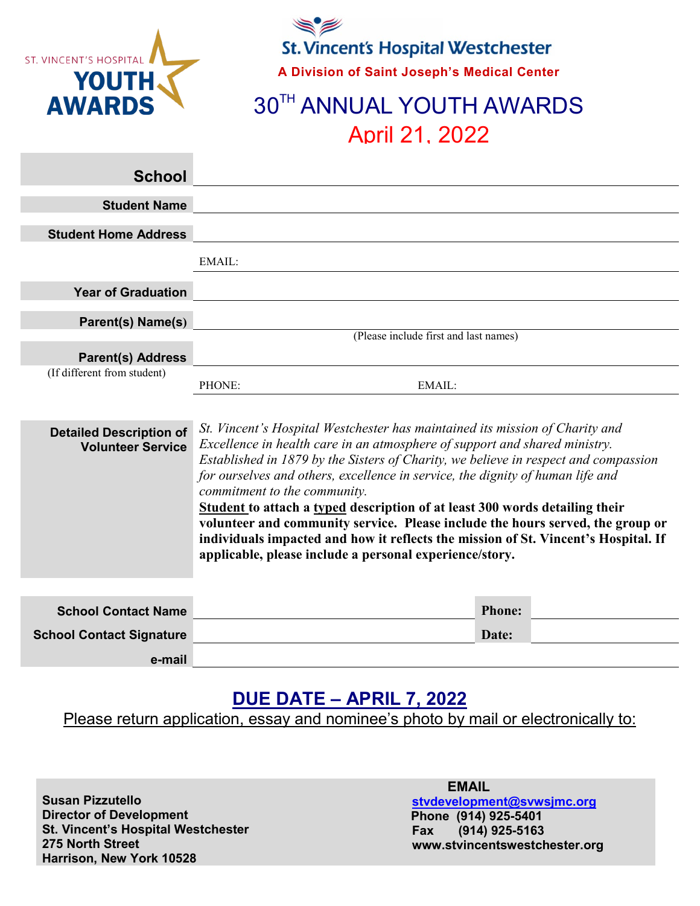ST. VINCENT'S HOSPITAL **YOUTH AWARDS**

**St. Vincent's Hospital Westchester**

**A Division of Saint Joseph's Medical Center**

# 30TH ANNUAL YOUTH AWARDS

## April 21, 2022

**School** ______________________________

**Student Name** ______________________________

**Student Home Address** ______________________________

EMAIL: ______________________________

**Year of Graduation** ______________________________

**Parent(s) Name(s)** ______________________________
(Please include first and last names)

**Parent(s) Address** ______________________________
(If different from student)

PHONE: ______________ EMAIL: ______________

**Detailed Description of Volunteer Service**

*St. Vincent's Hospital Westchester has maintained its mission of Charity and Excellence in health care in an atmosphere of support and shared ministry. Established in 1879 by the Sisters of Charity, we believe in respect and compassion for ourselves and others, excellence in service, the dignity of human life and commitment to the community.*

**Student to attach a typed description of at least 300 words detailing their volunteer and community service. Please include the hours served, the group or individuals impacted and how it reflects the mission of St. Vincent's Hospital. If applicable, please include a personal experience/story.**

**School Contact Name** ______________ **Phone:** ______________

**School Contact Signature** ______________ **Date:** ______________

**e-mail** ______________________________

## DUE DATE – APRIL 7, 2022

Please return application, essay and nominee's photo by mail or electronically to:

**Susan Pizzutello**
**Director of Development**
**St. Vincent's Hospital Westchester**
**275 North Street**
**Harrison, New York 10528**

**EMAIL**
stvdevelopment@svwsjmc.org
**Phone (914) 925-5401**
**Fax (914) 925-5163**
**www.stvincentswestchester.org**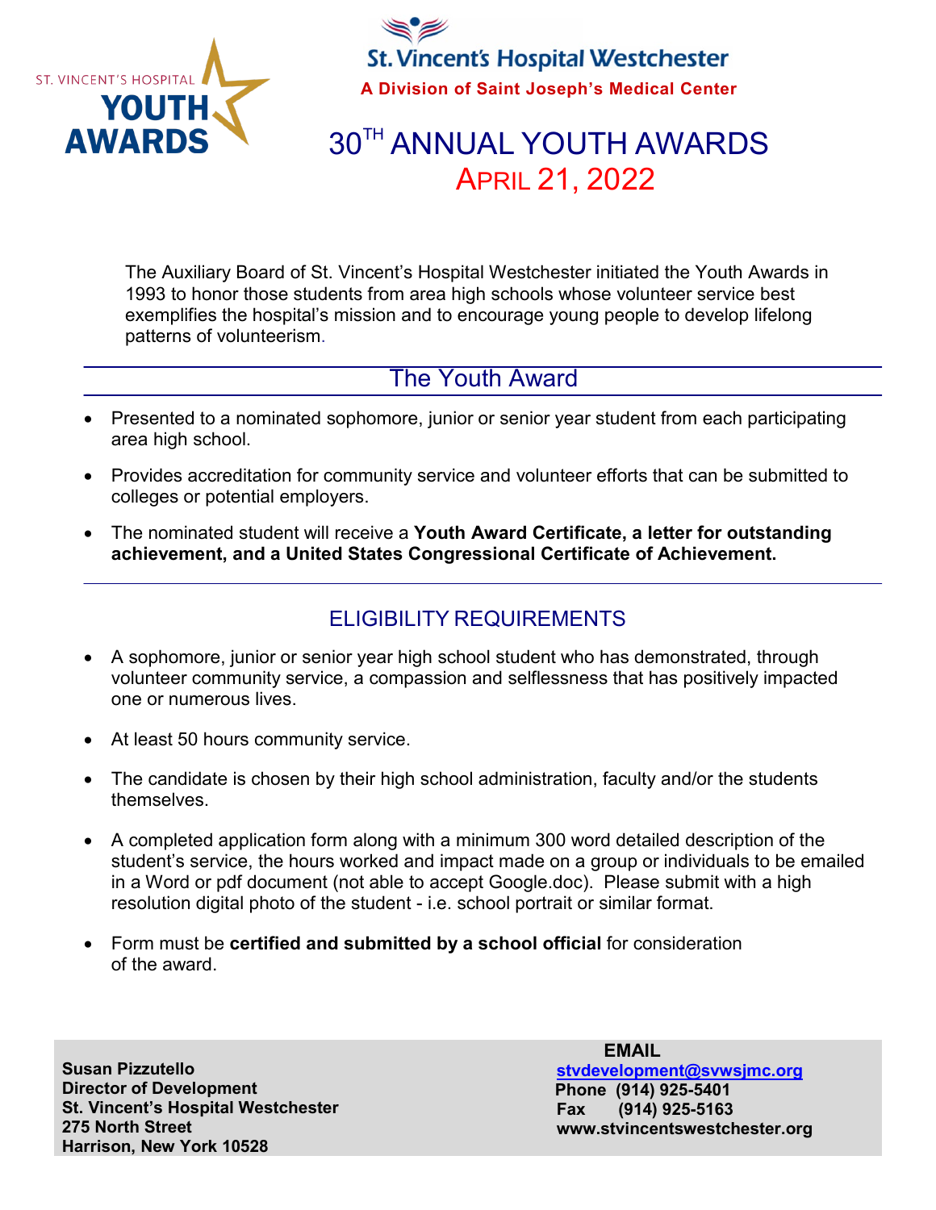ST. VINCENT'S HOSPITAL **YOUTH AWARDS**

**St. Vincent's Hospital Westchester**

**A Division of Saint Joseph's Medical Center**

# 30TH ANNUAL YOUTH AWARDS

# APRIL 21, 2022

The Auxiliary Board of St. Vincent's Hospital Westchester initiated the Youth Awards in 1993 to honor those students from area high schools whose volunteer service best exemplifies the hospital's mission and to encourage young people to develop lifelong patterns of volunteerism.

## The Youth Award

- Presented to a nominated sophomore, junior or senior year student from each participating area high school.
- Provides accreditation for community service and volunteer efforts that can be submitted to colleges or potential employers.
- The nominated student will receive a **Youth Award Certificate, a letter for outstanding achievement, and a United States Congressional Certificate of Achievement.**

## ELIGIBILITY REQUIREMENTS

- A sophomore, junior or senior year high school student who has demonstrated, through volunteer community service, a compassion and selflessness that has positively impacted one or numerous lives.
- At least 50 hours community service.
- The candidate is chosen by their high school administration, faculty and/or the students themselves.
- A completed application form along with a minimum 300 word detailed description of the student's service, the hours worked and impact made on a group or individuals to be emailed in a Word or pdf document (not able to accept Google.doc). Please submit with a high resolution digital photo of the student - i.e. school portrait or similar format.
- Form must be **certified and submitted by a school official** for consideration of the award.

**Susan Pizzutello**
**Director of Development**
**St. Vincent's Hospital Westchester**
**275 North Street**
**Harrison, New York 10528**

**EMAIL**
**stvdevelopment@svwsjmc.org**
**Phone (914) 925-5401**
**Fax (914) 925-5163**
**www.stvincentswestchester.org**